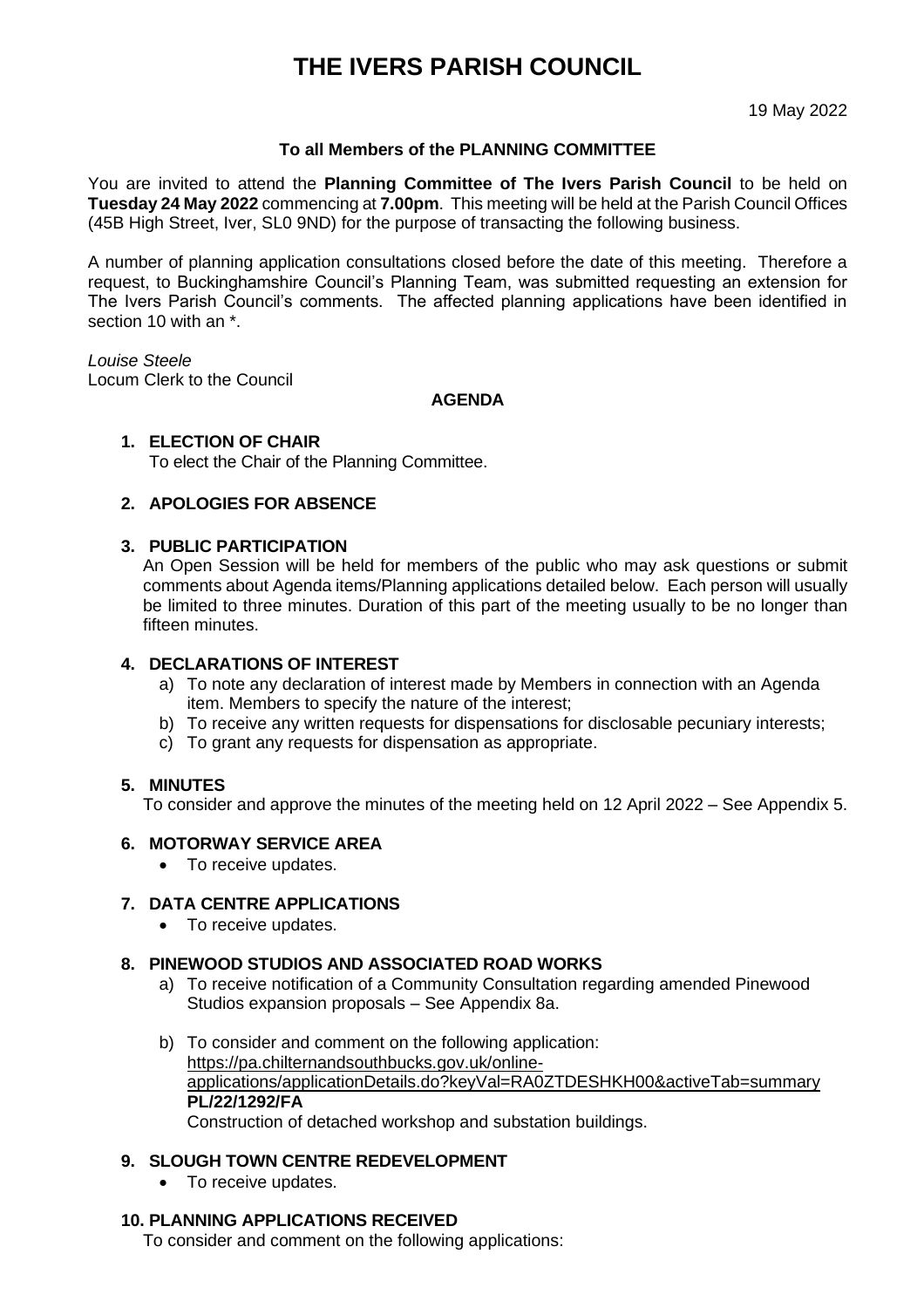# THE IVERS PARISH COUNCIL

19 May 2022

**To all Members of the PLANNING COMMITTEE**

You are invited to attend the **Planning Committee of The Ivers Parish Council** to be held on **Tuesday 24 May 2022** commencing at **7.00pm**. This meeting will be held at the Parish Council Offices (45B High Street, Iver, SL0 9ND) for the purpose of transacting the following business.

A number of planning application consultations closed before the date of this meeting. Therefore a request, to Buckinghamshire Council's Planning Team, was submitted requesting an extension for The Ivers Parish Council's comments. The affected planning applications have been identified in section 10 with an *.

*Louise Steele*
Locum Clerk to the Council

**AGENDA**

## 1. ELECTION OF CHAIR

To elect the Chair of the Planning Committee.

## 2. APOLOGIES FOR ABSENCE

## 3. PUBLIC PARTICIPATION

An Open Session will be held for members of the public who may ask questions or submit comments about Agenda items/Planning applications detailed below. Each person will usually be limited to three minutes. Duration of this part of the meeting usually to be no longer than fifteen minutes.

## 4. DECLARATIONS OF INTEREST

a) To note any declaration of interest made by Members in connection with an Agenda item. Members to specify the nature of the interest;
b) To receive any written requests for dispensations for disclosable pecuniary interests;
c) To grant any requests for dispensation as appropriate.

## 5. MINUTES

To consider and approve the minutes of the meeting held on 12 April 2022 – See Appendix 5.

## 6. MOTORWAY SERVICE AREA

- To receive updates.

## 7. DATA CENTRE APPLICATIONS

- To receive updates.

## 8. PINEWOOD STUDIOS AND ASSOCIATED ROAD WORKS

a) To receive notification of a Community Consultation regarding amended Pinewood Studios expansion proposals – See Appendix 8a.

b) To consider and comment on the following application:
https://pa.chilternandsouthbucks.gov.uk/online-applications/applicationDetails.do?keyVal=RA0ZTDESHKH00&activeTab=summary
**PL/22/1292/FA**
Construction of detached workshop and substation buildings.

## 9. SLOUGH TOWN CENTRE REDEVELOPMENT

- To receive updates.

## 10. PLANNING APPLICATIONS RECEIVED

To consider and comment on the following applications: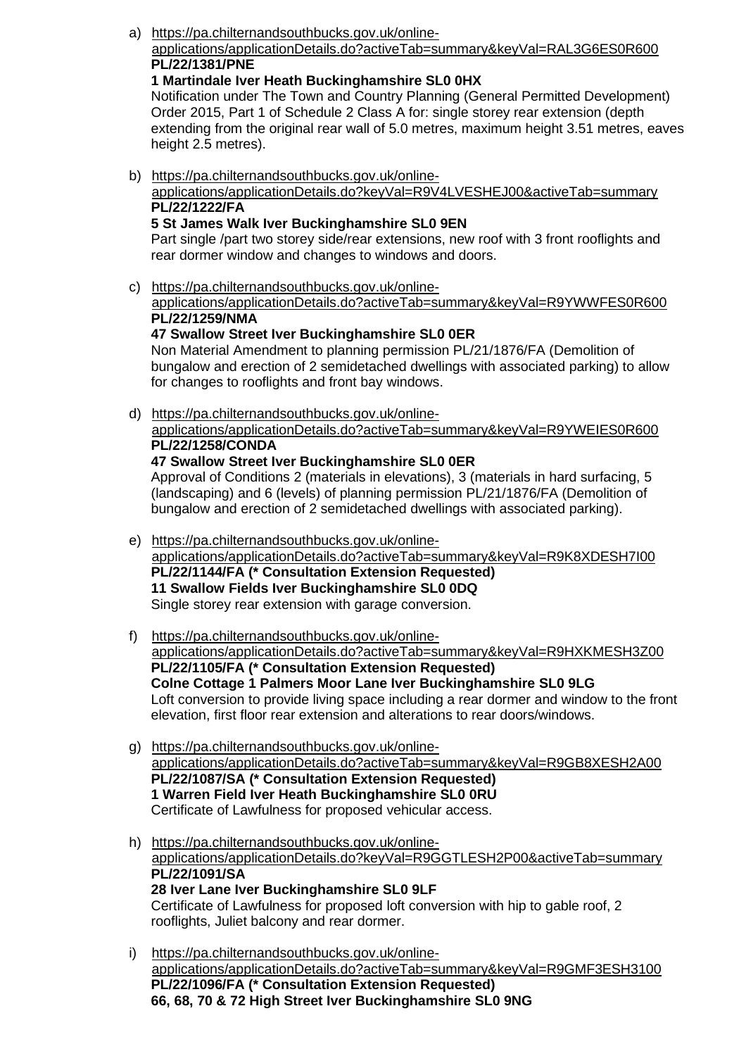a) https://pa.chilternandsouthbucks.gov.uk/online-applications/applicationDetails.do?activeTab=summary&keyVal=RAL3G6ES0R600
   **PL/22/1381/PNE**
   **1 Martindale Iver Heath Buckinghamshire SL0 0HX**
   Notification under The Town and Country Planning (General Permitted Development) Order 2015, Part 1 of Schedule 2 Class A for: single storey rear extension (depth extending from the original rear wall of 5.0 metres, maximum height 3.51 metres, eaves height 2.5 metres).

b) https://pa.chilternandsouthbucks.gov.uk/online-applications/applicationDetails.do?keyVal=R9V4LVESHEJ00&activeTab=summary
   **PL/22/1222/FA**
   **5 St James Walk Iver Buckinghamshire SL0 9EN**
   Part single /part two storey side/rear extensions, new roof with 3 front rooflights and rear dormer window and changes to windows and doors.

c) https://pa.chilternandsouthbucks.gov.uk/online-applications/applicationDetails.do?activeTab=summary&keyVal=R9YWWFES0R600
   **PL/22/1259/NMA**
   **47 Swallow Street Iver Buckinghamshire SL0 0ER**
   Non Material Amendment to planning permission PL/21/1876/FA (Demolition of bungalow and erection of 2 semidetached dwellings with associated parking) to allow for changes to rooflights and front bay windows.

d) https://pa.chilternandsouthbucks.gov.uk/online-applications/applicationDetails.do?activeTab=summary&keyVal=R9YWEIES0R600
   **PL/22/1258/CONDA**
   **47 Swallow Street Iver Buckinghamshire SL0 0ER**
   Approval of Conditions 2 (materials in elevations), 3 (materials in hard surfacing, 5 (landscaping) and 6 (levels) of planning permission PL/21/1876/FA (Demolition of bungalow and erection of 2 semidetached dwellings with associated parking).

e) https://pa.chilternandsouthbucks.gov.uk/online-applications/applicationDetails.do?activeTab=summary&keyVal=R9K8XDESH7I00
   **PL/22/1144/FA (* Consultation Extension Requested)**
   **11 Swallow Fields Iver Buckinghamshire SL0 0DQ**
   Single storey rear extension with garage conversion.

f) https://pa.chilternandsouthbucks.gov.uk/online-applications/applicationDetails.do?activeTab=summary&keyVal=R9HXKMESH3Z00
   **PL/22/1105/FA (* Consultation Extension Requested)**
   **Colne Cottage 1 Palmers Moor Lane Iver Buckinghamshire SL0 9LG**
   Loft conversion to provide living space including a rear dormer and window to the front elevation, first floor rear extension and alterations to rear doors/windows.

g) https://pa.chilternandsouthbucks.gov.uk/online-applications/applicationDetails.do?activeTab=summary&keyVal=R9GB8XESH2A00
   **PL/22/1087/SA (* Consultation Extension Requested)**
   **1 Warren Field Iver Heath Buckinghamshire SL0 0RU**
   Certificate of Lawfulness for proposed vehicular access.

h) https://pa.chilternandsouthbucks.gov.uk/online-applications/applicationDetails.do?keyVal=R9GGTLESH2P00&activeTab=summary
   **PL/22/1091/SA**
   **28 Iver Lane Iver Buckinghamshire SL0 9LF**
   Certificate of Lawfulness for proposed loft conversion with hip to gable roof, 2 rooflights, Juliet balcony and rear dormer.

i) https://pa.chilternandsouthbucks.gov.uk/online-applications/applicationDetails.do?activeTab=summary&keyVal=R9GMF3ESH3100
   **PL/22/1096/FA (* Consultation Extension Requested)**
   **66, 68, 70 & 72 High Street Iver Buckinghamshire SL0 9NG**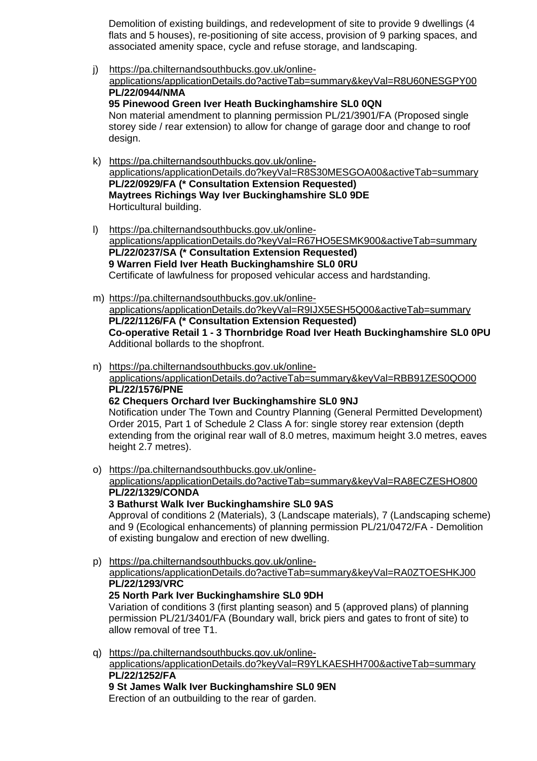Demolition of existing buildings, and redevelopment of site to provide 9 dwellings (4 flats and 5 houses), re-positioning of site access, provision of 9 parking spaces, and associated amenity space, cycle and refuse storage, and landscaping.

j) https://pa.chilternandsouthbucks.gov.uk/online-applications/applicationDetails.do?activeTab=summary&keyVal=R8U60NESGPY00
**PL/22/0944/NMA**
**95 Pinewood Green Iver Heath Buckinghamshire SL0 0QN**
Non material amendment to planning permission PL/21/3901/FA (Proposed single storey side / rear extension) to allow for change of garage door and change to roof design.

k) https://pa.chilternandsouthbucks.gov.uk/online-applications/applicationDetails.do?keyVal=R8S30MESGOA00&activeTab=summary
**PL/22/0929/FA (* Consultation Extension Requested)**
**Maytrees Richings Way Iver Buckinghamshire SL0 9DE**
Horticultural building.

l) https://pa.chilternandsouthbucks.gov.uk/online-applications/applicationDetails.do?keyVal=R67HO5ESMK900&activeTab=summary
**PL/22/0237/SA (* Consultation Extension Requested)**
**9 Warren Field Iver Heath Buckinghamshire SL0 0RU**
Certificate of lawfulness for proposed vehicular access and hardstanding.

m) https://pa.chilternandsouthbucks.gov.uk/online-applications/applicationDetails.do?keyVal=R9IJX5ESH5Q00&activeTab=summary
**PL/22/1126/FA (* Consultation Extension Requested)**
**Co-operative Retail 1 - 3 Thornbridge Road Iver Heath Buckinghamshire SL0 0PU**
Additional bollards to the shopfront.

n) https://pa.chilternandsouthbucks.gov.uk/online-applications/applicationDetails.do?activeTab=summary&keyVal=RBB91ZES0QO00
**PL/22/1576/PNE**
**62 Chequers Orchard Iver Buckinghamshire SL0 9NJ**
Notification under The Town and Country Planning (General Permitted Development) Order 2015, Part 1 of Schedule 2 Class A for: single storey rear extension (depth extending from the original rear wall of 8.0 metres, maximum height 3.0 metres, eaves height 2.7 metres).

o) https://pa.chilternandsouthbucks.gov.uk/online-applications/applicationDetails.do?activeTab=summary&keyVal=RA8ECZESHO800
**PL/22/1329/CONDA**
**3 Bathurst Walk Iver Buckinghamshire SL0 9AS**
Approval of conditions 2 (Materials), 3 (Landscape materials), 7 (Landscaping scheme) and 9 (Ecological enhancements) of planning permission PL/21/0472/FA - Demolition of existing bungalow and erection of new dwelling.

p) https://pa.chilternandsouthbucks.gov.uk/online-applications/applicationDetails.do?activeTab=summary&keyVal=RA0ZTOESHKJ00
**PL/22/1293/VRC**
**25 North Park Iver Buckinghamshire SL0 9DH**
Variation of conditions 3 (first planting season) and 5 (approved plans) of planning permission PL/21/3401/FA (Boundary wall, brick piers and gates to front of site) to allow removal of tree T1.

q) https://pa.chilternandsouthbucks.gov.uk/online-applications/applicationDetails.do?keyVal=R9YLKAESHH700&activeTab=summary
**PL/22/1252/FA**
**9 St James Walk Iver Buckinghamshire SL0 9EN**
Erection of an outbuilding to the rear of garden.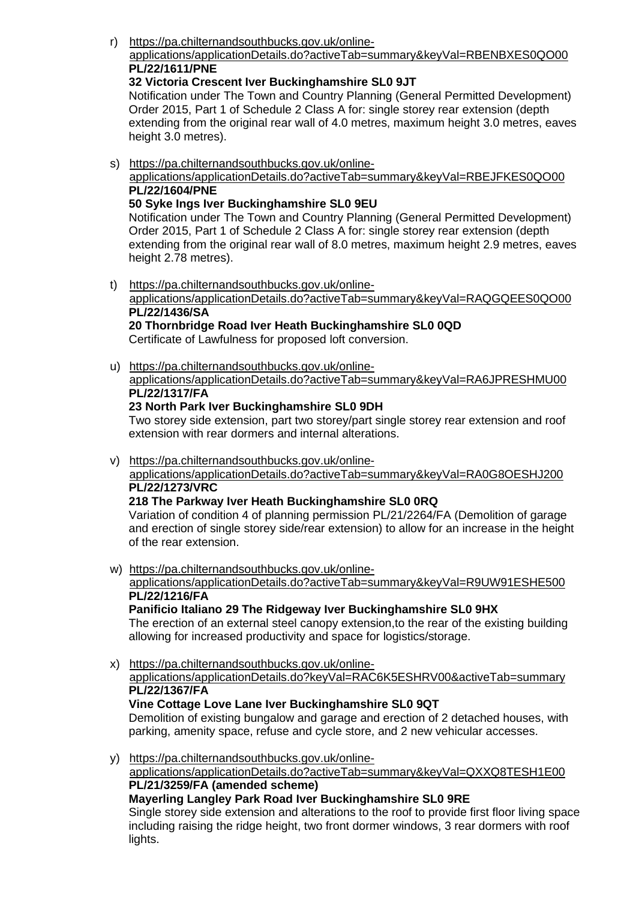r) https://pa.chilternandsouthbucks.gov.uk/online-applications/applicationDetails.do?activeTab=summary&keyVal=RBENBXES0QO00
   **PL/22/1611/PNE**
   **32 Victoria Crescent Iver Buckinghamshire SL0 9JT**
   Notification under The Town and Country Planning (General Permitted Development) Order 2015, Part 1 of Schedule 2 Class A for: single storey rear extension (depth extending from the original rear wall of 4.0 metres, maximum height 3.0 metres, eaves height 3.0 metres).

s) https://pa.chilternandsouthbucks.gov.uk/online-applications/applicationDetails.do?activeTab=summary&keyVal=RBEJFKES0QO00
   **PL/22/1604/PNE**
   **50 Syke Ings Iver Buckinghamshire SL0 9EU**
   Notification under The Town and Country Planning (General Permitted Development) Order 2015, Part 1 of Schedule 2 Class A for: single storey rear extension (depth extending from the original rear wall of 8.0 metres, maximum height 2.9 metres, eaves height 2.78 metres).

t) https://pa.chilternandsouthbucks.gov.uk/online-applications/applicationDetails.do?activeTab=summary&keyVal=RAQGQEES0QO00
   **PL/22/1436/SA**
   **20 Thornbridge Road Iver Heath Buckinghamshire SL0 0QD**
   Certificate of Lawfulness for proposed loft conversion.

u) https://pa.chilternandsouthbucks.gov.uk/online-applications/applicationDetails.do?activeTab=summary&keyVal=RA6JPRESHMU00
   **PL/22/1317/FA**
   **23 North Park Iver Buckinghamshire SL0 9DH**
   Two storey side extension, part two storey/part single storey rear extension and roof extension with rear dormers and internal alterations.

v) https://pa.chilternandsouthbucks.gov.uk/online-applications/applicationDetails.do?activeTab=summary&keyVal=RA0G8OESHJ200
   **PL/22/1273/VRC**
   **218 The Parkway Iver Heath Buckinghamshire SL0 0RQ**
   Variation of condition 4 of planning permission PL/21/2264/FA (Demolition of garage and erection of single storey side/rear extension) to allow for an increase in the height of the rear extension.

w) https://pa.chilternandsouthbucks.gov.uk/online-applications/applicationDetails.do?activeTab=summary&keyVal=R9UW91ESHE500
   **PL/22/1216/FA**
   **Panificio Italiano 29 The Ridgeway Iver Buckinghamshire SL0 9HX**
   The erection of an external steel canopy extension,to the rear of the existing building allowing for increased productivity and space for logistics/storage.

x) https://pa.chilternandsouthbucks.gov.uk/online-applications/applicationDetails.do?keyVal=RAC6K5ESHRV00&activeTab=summary
   **PL/22/1367/FA**
   **Vine Cottage Love Lane Iver Buckinghamshire SL0 9QT**
   Demolition of existing bungalow and garage and erection of 2 detached houses, with parking, amenity space, refuse and cycle store, and 2 new vehicular accesses.

y) https://pa.chilternandsouthbucks.gov.uk/online-applications/applicationDetails.do?activeTab=summary&keyVal=QXXQ8TESH1E00
   **PL/21/3259/FA (amended scheme)**
   **Mayerling Langley Park Road Iver Buckinghamshire SL0 9RE**
   Single storey side extension and alterations to the roof to provide first floor living space including raising the ridge height, two front dormer windows, 3 rear dormers with roof lights.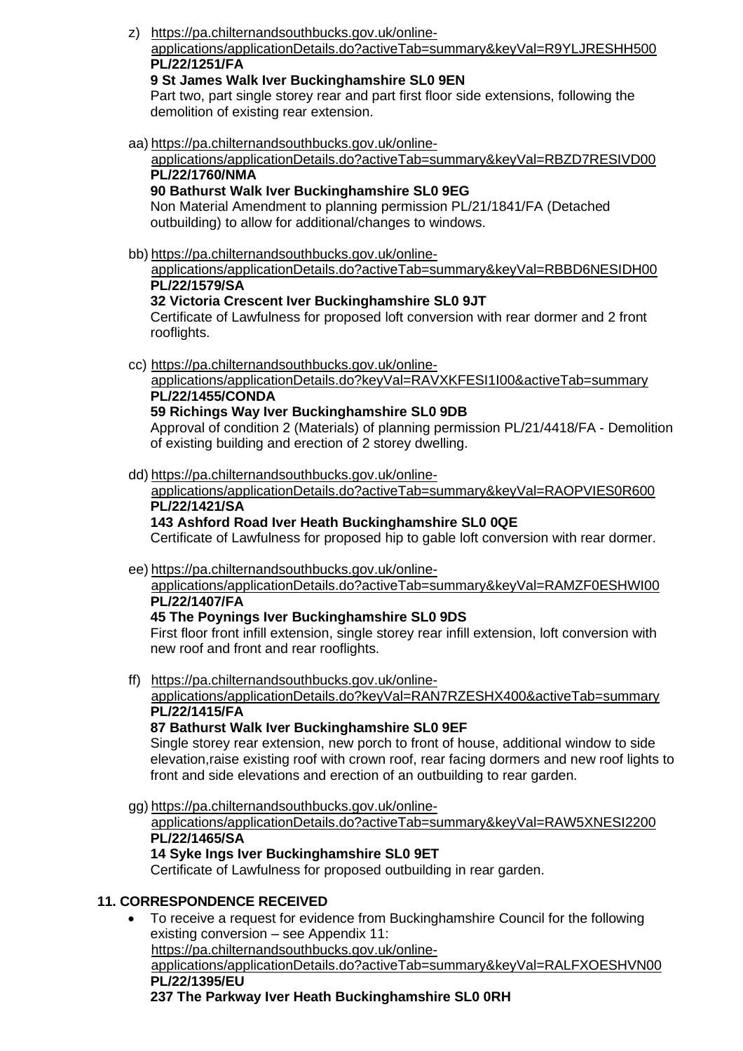z) https://pa.chilternandsouthbucks.gov.uk/online-applications/applicationDetails.do?activeTab=summary&keyVal=R9YLJRESHH500
   **PL/22/1251/FA**
   **9 St James Walk Iver Buckinghamshire SL0 9EN**
   Part two, part single storey rear and part first floor side extensions, following the demolition of existing rear extension.

aa) https://pa.chilternandsouthbucks.gov.uk/online-applications/applicationDetails.do?activeTab=summary&keyVal=RBZD7RESIVD00
   **PL/22/1760/NMA**
   **90 Bathurst Walk Iver Buckinghamshire SL0 9EG**
   Non Material Amendment to planning permission PL/21/1841/FA (Detached outbuilding) to allow for additional/changes to windows.

bb) https://pa.chilternandsouthbucks.gov.uk/online-applications/applicationDetails.do?activeTab=summary&keyVal=RBBD6NESIDH00
   **PL/22/1579/SA**
   **32 Victoria Crescent Iver Buckinghamshire SL0 9JT**
   Certificate of Lawfulness for proposed loft conversion with rear dormer and 2 front rooflights.

cc) https://pa.chilternandsouthbucks.gov.uk/online-applications/applicationDetails.do?keyVal=RAVXKFESI1I00&activeTab=summary
   **PL/22/1455/CONDA**
   **59 Richings Way Iver Buckinghamshire SL0 9DB**
   Approval of condition 2 (Materials) of planning permission PL/21/4418/FA - Demolition of existing building and erection of 2 storey dwelling.

dd) https://pa.chilternandsouthbucks.gov.uk/online-applications/applicationDetails.do?activeTab=summary&keyVal=RAOPVIES0R600
   **PL/22/1421/SA**
   **143 Ashford Road Iver Heath Buckinghamshire SL0 0QE**
   Certificate of Lawfulness for proposed hip to gable loft conversion with rear dormer.

ee) https://pa.chilternandsouthbucks.gov.uk/online-applications/applicationDetails.do?activeTab=summary&keyVal=RAMZF0ESHWI00
   **PL/22/1407/FA**
   **45 The Poynings Iver Buckinghamshire SL0 9DS**
   First floor front infill extension, single storey rear infill extension, loft conversion with new roof and front and rear rooflights.

ff) https://pa.chilternandsouthbucks.gov.uk/online-applications/applicationDetails.do?keyVal=RAN7RZESHX400&activeTab=summary
   **PL/22/1415/FA**
   **87 Bathurst Walk Iver Buckinghamshire SL0 9EF**
   Single storey rear extension, new porch to front of house, additional window to side elevation,raise existing roof with crown roof, rear facing dormers and new roof lights to front and side elevations and erection of an outbuilding to rear garden.

gg) https://pa.chilternandsouthbucks.gov.uk/online-applications/applicationDetails.do?activeTab=summary&keyVal=RAW5XNESI2200
   **PL/22/1465/SA**
   **14 Syke Ings Iver Buckinghamshire SL0 9ET**
   Certificate of Lawfulness for proposed outbuilding in rear garden.

## 11. CORRESPONDENCE RECEIVED

- To receive a request for evidence from Buckinghamshire Council for the following existing conversion – see Appendix 11:
  https://pa.chilternandsouthbucks.gov.uk/online-applications/applicationDetails.do?activeTab=summary&keyVal=RALFXOESHVN00
  **PL/22/1395/EU**
  **237 The Parkway Iver Heath Buckinghamshire SL0 0RH**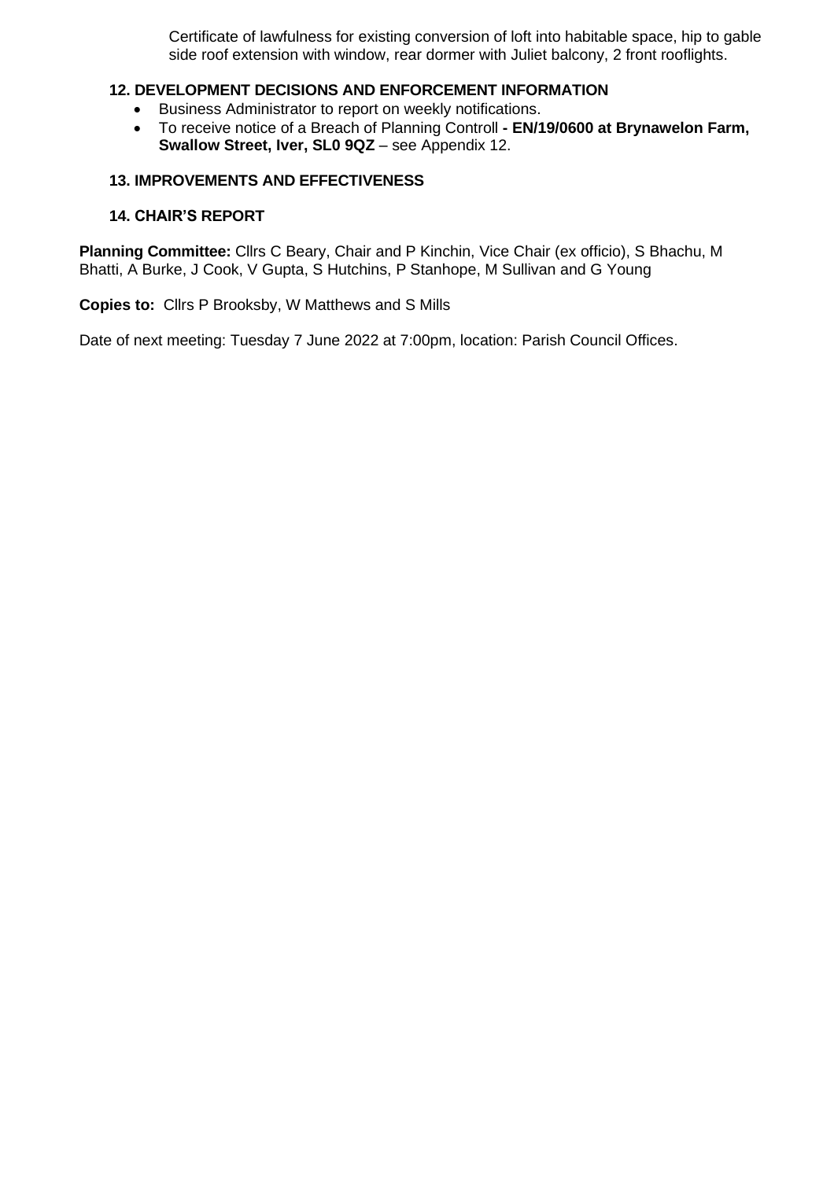Certificate of lawfulness for existing conversion of loft into habitable space, hip to gable side roof extension with window, rear dormer with Juliet balcony, 2 front rooflights.

### 12. DEVELOPMENT DECISIONS AND ENFORCEMENT INFORMATION

- Business Administrator to report on weekly notifications.
- To receive notice of a Breach of Planning Controll **- EN/19/0600 at Brynawelon Farm, Swallow Street, Iver, SL0 9QZ** – see Appendix 12.

### 13. IMPROVEMENTS AND EFFECTIVENESS

### 14. CHAIR'S REPORT

**Planning Committee:** Cllrs C Beary, Chair and P Kinchin, Vice Chair (ex officio), S Bhachu, M Bhatti, A Burke, J Cook, V Gupta, S Hutchins, P Stanhope, M Sullivan and G Young

**Copies to:** Cllrs P Brooksby, W Matthews and S Mills

Date of next meeting: Tuesday 7 June 2022 at 7:00pm, location: Parish Council Offices.